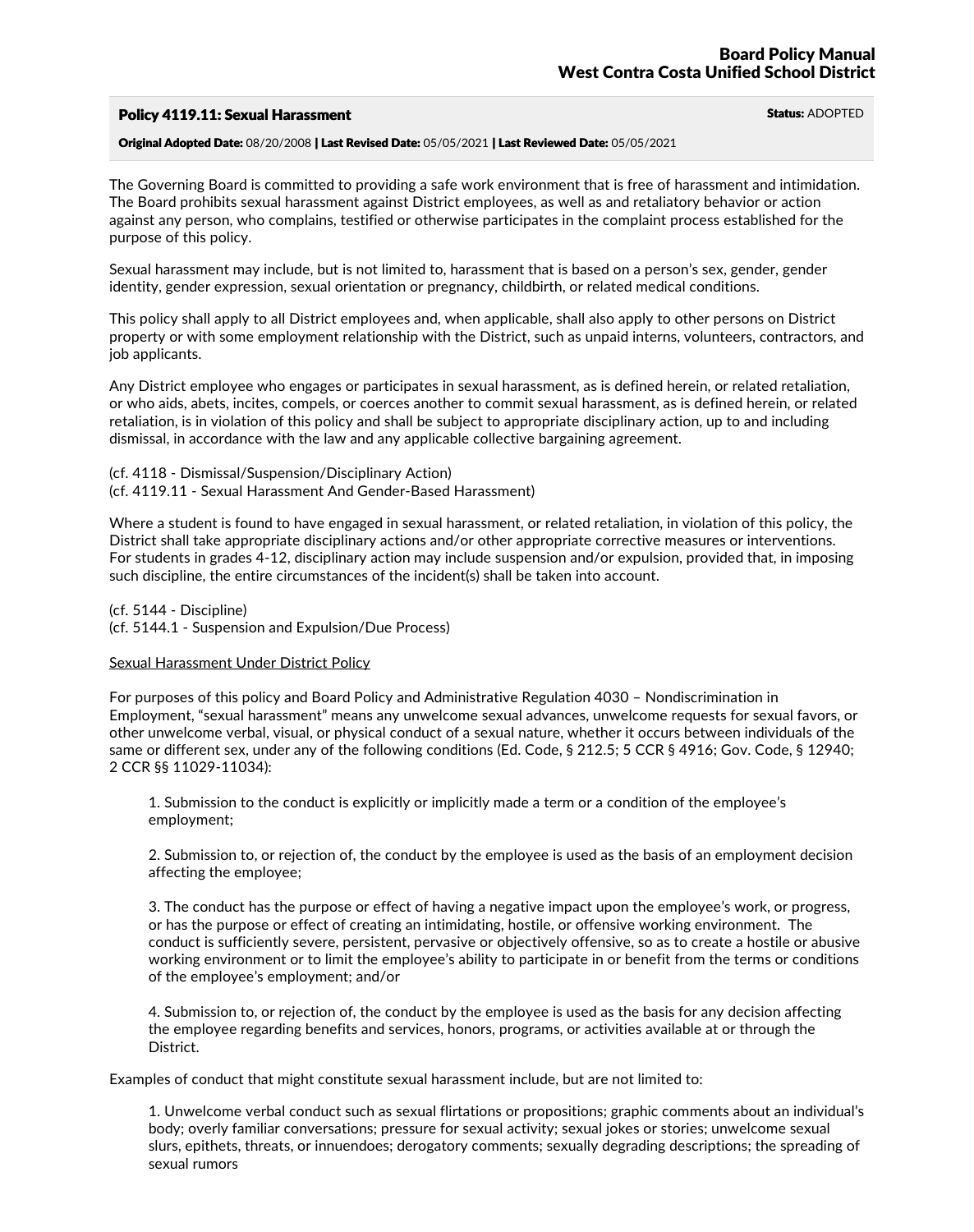# Board Policy Manual
# West Contra Costa Unified School District

**Policy 4119.11: Sexual Harassment** **Status:** ADOPTED

**Original Adopted Date:** 08/20/2008 | **Last Revised Date:** 05/05/2021 | **Last Reviewed Date:** 05/05/2021

The Governing Board is committed to providing a safe work environment that is free of harassment and intimidation. The Board prohibits sexual harassment against District employees, as well as and retaliatory behavior or action against any person, who complains, testified or otherwise participates in the complaint process established for the purpose of this policy.

Sexual harassment may include, but is not limited to, harassment that is based on a person's sex, gender, gender identity, gender expression, sexual orientation or pregnancy, childbirth, or related medical conditions.

This policy shall apply to all District employees and, when applicable, shall also apply to other persons on District property or with some employment relationship with the District, such as unpaid interns, volunteers, contractors, and job applicants.

Any District employee who engages or participates in sexual harassment, as is defined herein, or related retaliation, or who aids, abets, incites, compels, or coerces another to commit sexual harassment, as is defined herein, or related retaliation, is in violation of this policy and shall be subject to appropriate disciplinary action, up to and including dismissal, in accordance with the law and any applicable collective bargaining agreement.

(cf. 4118 - Dismissal/Suspension/Disciplinary Action)
(cf. 4119.11 - Sexual Harassment And Gender-Based Harassment)

Where a student is found to have engaged in sexual harassment, or related retaliation, in violation of this policy, the District shall take appropriate disciplinary actions and/or other appropriate corrective measures or interventions. For students in grades 4-12, disciplinary action may include suspension and/or expulsion, provided that, in imposing such discipline, the entire circumstances of the incident(s) shall be taken into account.

(cf. 5144 - Discipline)
(cf. 5144.1 - Suspension and Expulsion/Due Process)

<u>Sexual Harassment Under District Policy</u>

For purposes of this policy and Board Policy and Administrative Regulation 4030 – Nondiscrimination in Employment, "sexual harassment" means any unwelcome sexual advances, unwelcome requests for sexual favors, or other unwelcome verbal, visual, or physical conduct of a sexual nature, whether it occurs between individuals of the same or different sex, under any of the following conditions (Ed. Code, § 212.5; 5 CCR § 4916; Gov. Code, § 12940; 2 CCR §§ 11029-11034):

1. Submission to the conduct is explicitly or implicitly made a term or a condition of the employee's employment;

2. Submission to, or rejection of, the conduct by the employee is used as the basis of an employment decision affecting the employee;

3. The conduct has the purpose or effect of having a negative impact upon the employee's work, or progress, or has the purpose or effect of creating an intimidating, hostile, or offensive working environment. The conduct is sufficiently severe, persistent, pervasive or objectively offensive, so as to create a hostile or abusive working environment or to limit the employee's ability to participate in or benefit from the terms or conditions of the employee's employment; and/or

4. Submission to, or rejection of, the conduct by the employee is used as the basis for any decision affecting the employee regarding benefits and services, honors, programs, or activities available at or through the District.

Examples of conduct that might constitute sexual harassment include, but are not limited to:

1. Unwelcome verbal conduct such as sexual flirtations or propositions; graphic comments about an individual's body; overly familiar conversations; pressure for sexual activity; sexual jokes or stories; unwelcome sexual slurs, epithets, threats, or innuendoes; derogatory comments; sexually degrading descriptions; the spreading of sexual rumors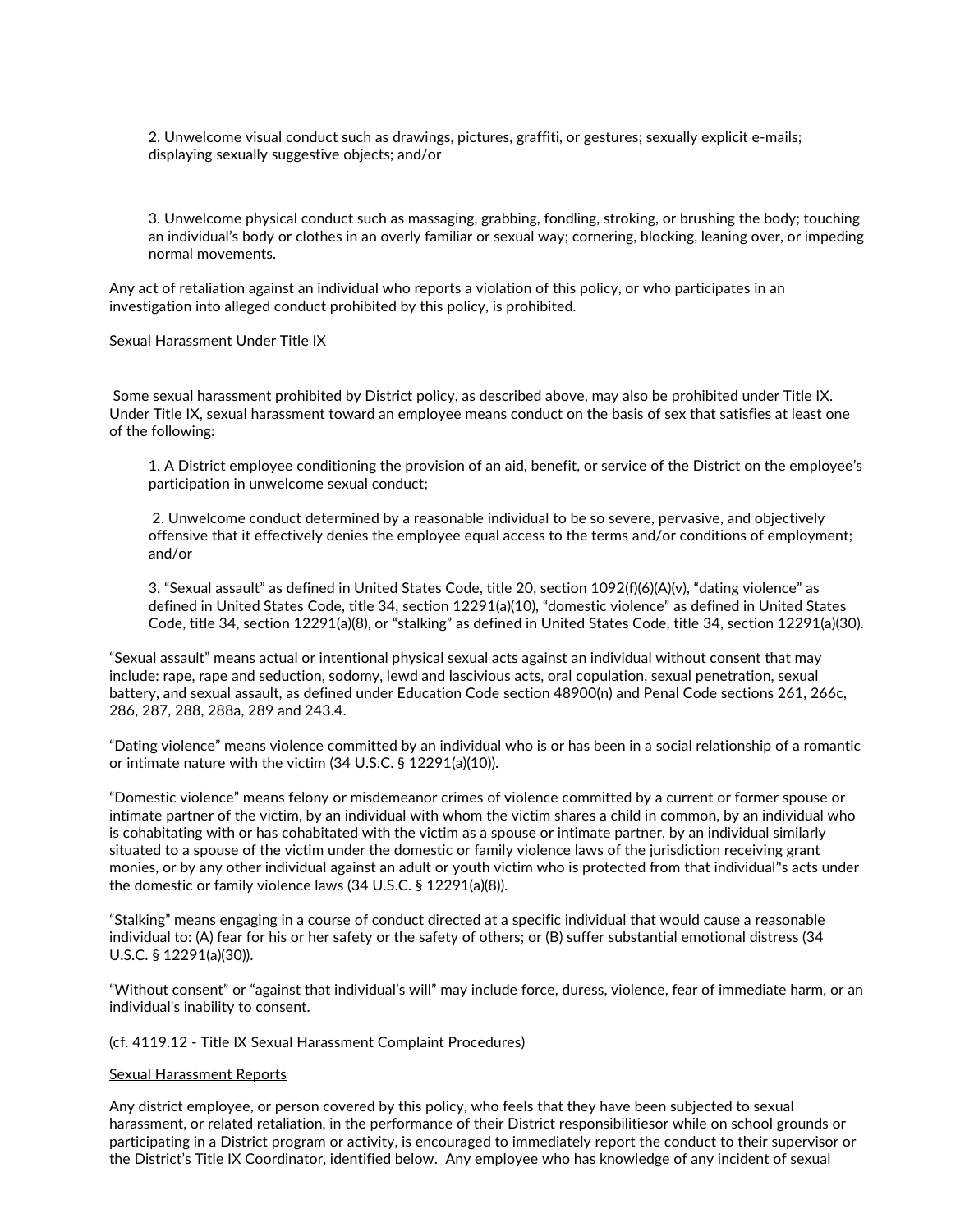2. Unwelcome visual conduct such as drawings, pictures, graffiti, or gestures; sexually explicit e-mails; displaying sexually suggestive objects; and/or

3. Unwelcome physical conduct such as massaging, grabbing, fondling, stroking, or brushing the body; touching an individual's body or clothes in an overly familiar or sexual way; cornering, blocking, leaning over, or impeding normal movements.

Any act of retaliation against an individual who reports a violation of this policy, or who participates in an investigation into alleged conduct prohibited by this policy, is prohibited.

<u>Sexual Harassment Under Title IX</u>

Some sexual harassment prohibited by District policy, as described above, may also be prohibited under Title IX. Under Title IX, sexual harassment toward an employee means conduct on the basis of sex that satisfies at least one of the following:

1. A District employee conditioning the provision of an aid, benefit, or service of the District on the employee's participation in unwelcome sexual conduct;

2. Unwelcome conduct determined by a reasonable individual to be so severe, pervasive, and objectively offensive that it effectively denies the employee equal access to the terms and/or conditions of employment; and/or

3. "Sexual assault" as defined in United States Code, title 20, section 1092(f)(6)(A)(v), "dating violence" as defined in United States Code, title 34, section 12291(a)(10), "domestic violence" as defined in United States Code, title 34, section 12291(a)(8), or "stalking" as defined in United States Code, title 34, section 12291(a)(30).

"Sexual assault" means actual or intentional physical sexual acts against an individual without consent that may include: rape, rape and seduction, sodomy, lewd and lascivious acts, oral copulation, sexual penetration, sexual battery, and sexual assault, as defined under Education Code section 48900(n) and Penal Code sections 261, 266c, 286, 287, 288, 288a, 289 and 243.4.

"Dating violence" means violence committed by an individual who is or has been in a social relationship of a romantic or intimate nature with the victim (34 U.S.C. § 12291(a)(10)).

"Domestic violence" means felony or misdemeanor crimes of violence committed by a current or former spouse or intimate partner of the victim, by an individual with whom the victim shares a child in common, by an individual who is cohabitating with or has cohabitated with the victim as a spouse or intimate partner, by an individual similarly situated to a spouse of the victim under the domestic or family violence laws of the jurisdiction receiving grant monies, or by any other individual against an adult or youth victim who is protected from that individual''s acts under the domestic or family violence laws (34 U.S.C. § 12291(a)(8)).

"Stalking" means engaging in a course of conduct directed at a specific individual that would cause a reasonable individual to: (A) fear for his or her safety or the safety of others; or (B) suffer substantial emotional distress (34 U.S.C. § 12291(a)(30)).

"Without consent" or "against that individual's will" may include force, duress, violence, fear of immediate harm, or an individual's inability to consent.

(cf. 4119.12 - Title IX Sexual Harassment Complaint Procedures)

<u>Sexual Harassment Reports</u>

Any district employee, or person covered by this policy, who feels that they have been subjected to sexual harassment, or related retaliation, in the performance of their District responsibilitiesor while on school grounds or participating in a District program or activity, is encouraged to immediately report the conduct to their supervisor or the District's Title IX Coordinator, identified below. Any employee who has knowledge of any incident of sexual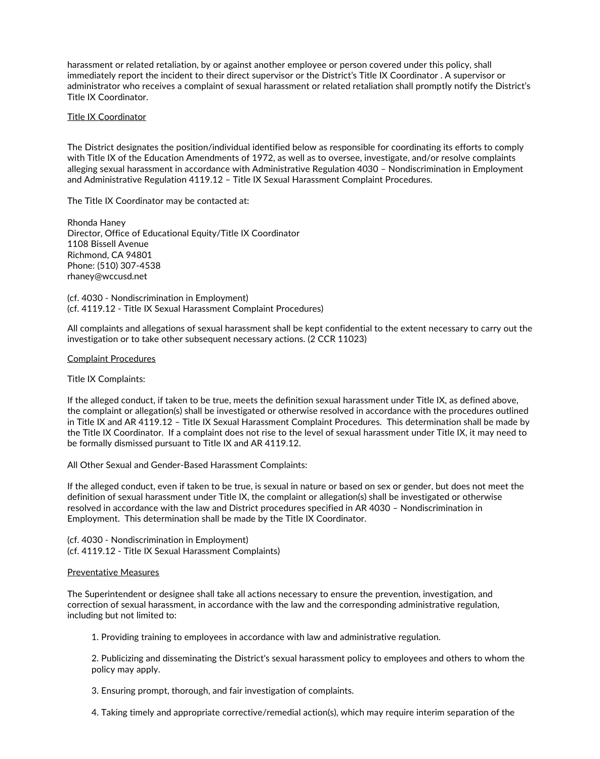harassment or related retaliation, by or against another employee or person covered under this policy, shall immediately report the incident to their direct supervisor or the District's Title IX Coordinator . A supervisor or administrator who receives a complaint of sexual harassment or related retaliation shall promptly notify the District's Title IX Coordinator.

<u>Title IX Coordinator</u>

The District designates the position/individual identified below as responsible for coordinating its efforts to comply with Title IX of the Education Amendments of 1972, as well as to oversee, investigate, and/or resolve complaints alleging sexual harassment in accordance with Administrative Regulation 4030 – Nondiscrimination in Employment and Administrative Regulation 4119.12 – Title IX Sexual Harassment Complaint Procedures.

The Title IX Coordinator may be contacted at:

Rhonda Haney
Director, Office of Educational Equity/Title IX Coordinator
1108 Bissell Avenue
Richmond, CA 94801
Phone: (510) 307-4538
rhaney@wccusd.net

(cf. 4030 - Nondiscrimination in Employment)
(cf. 4119.12 - Title IX Sexual Harassment Complaint Procedures)

All complaints and allegations of sexual harassment shall be kept confidential to the extent necessary to carry out the investigation or to take other subsequent necessary actions. (2 CCR 11023)

<u>Complaint Procedures</u>

Title IX Complaints:

If the alleged conduct, if taken to be true, meets the definition sexual harassment under Title IX, as defined above, the complaint or allegation(s) shall be investigated or otherwise resolved in accordance with the procedures outlined in Title IX and AR 4119.12 – Title IX Sexual Harassment Complaint Procedures. This determination shall be made by the Title IX Coordinator. If a complaint does not rise to the level of sexual harassment under Title IX, it may need to be formally dismissed pursuant to Title IX and AR 4119.12.

All Other Sexual and Gender-Based Harassment Complaints:

If the alleged conduct, even if taken to be true, is sexual in nature or based on sex or gender, but does not meet the definition of sexual harassment under Title IX, the complaint or allegation(s) shall be investigated or otherwise resolved in accordance with the law and District procedures specified in AR 4030 – Nondiscrimination in Employment. This determination shall be made by the Title IX Coordinator.

(cf. 4030 - Nondiscrimination in Employment)
(cf. 4119.12 - Title IX Sexual Harassment Complaints)

<u>Preventative Measures</u>

The Superintendent or designee shall take all actions necessary to ensure the prevention, investigation, and correction of sexual harassment, in accordance with the law and the corresponding administrative regulation, including but not limited to:

1. Providing training to employees in accordance with law and administrative regulation.

2. Publicizing and disseminating the District's sexual harassment policy to employees and others to whom the policy may apply.

3. Ensuring prompt, thorough, and fair investigation of complaints.

4. Taking timely and appropriate corrective/remedial action(s), which may require interim separation of the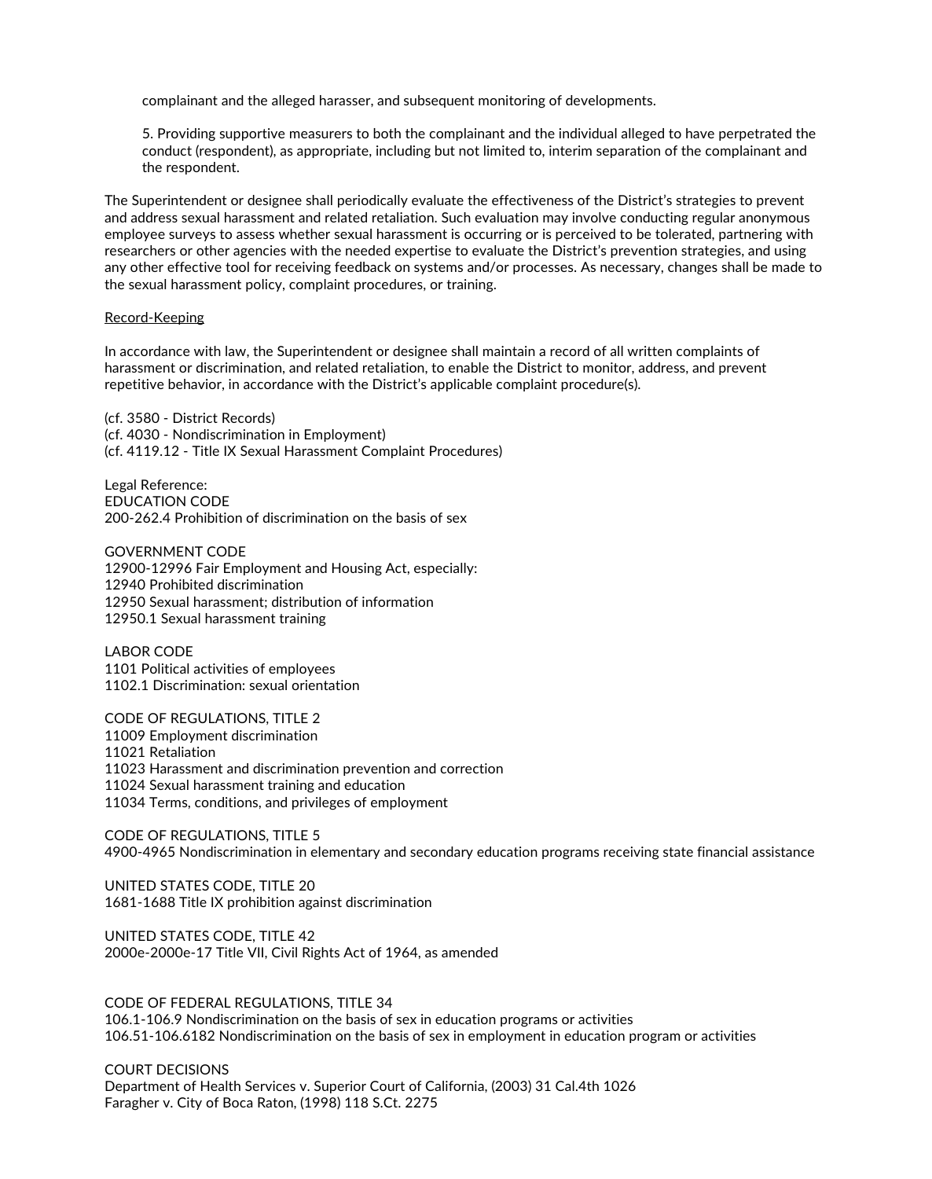complainant and the alleged harasser, and subsequent monitoring of developments.

5. Providing supportive measurers to both the complainant and the individual alleged to have perpetrated the conduct (respondent), as appropriate, including but not limited to, interim separation of the complainant and the respondent.

The Superintendent or designee shall periodically evaluate the effectiveness of the District's strategies to prevent and address sexual harassment and related retaliation. Such evaluation may involve conducting regular anonymous employee surveys to assess whether sexual harassment is occurring or is perceived to be tolerated, partnering with researchers or other agencies with the needed expertise to evaluate the District's prevention strategies, and using any other effective tool for receiving feedback on systems and/or processes. As necessary, changes shall be made to the sexual harassment policy, complaint procedures, or training.

<u>Record-Keeping</u>

In accordance with law, the Superintendent or designee shall maintain a record of all written complaints of harassment or discrimination, and related retaliation, to enable the District to monitor, address, and prevent repetitive behavior, in accordance with the District's applicable complaint procedure(s).

(cf. 3580 - District Records)
(cf. 4030 - Nondiscrimination in Employment)
(cf. 4119.12 - Title IX Sexual Harassment Complaint Procedures)

Legal Reference:
EDUCATION CODE
200-262.4 Prohibition of discrimination on the basis of sex

GOVERNMENT CODE
12900-12996 Fair Employment and Housing Act, especially:
12940 Prohibited discrimination
12950 Sexual harassment; distribution of information
12950.1 Sexual harassment training

LABOR CODE
1101 Political activities of employees
1102.1 Discrimination: sexual orientation

CODE OF REGULATIONS, TITLE 2
11009 Employment discrimination
11021 Retaliation
11023 Harassment and discrimination prevention and correction
11024 Sexual harassment training and education
11034 Terms, conditions, and privileges of employment

CODE OF REGULATIONS, TITLE 5
4900-4965 Nondiscrimination in elementary and secondary education programs receiving state financial assistance

UNITED STATES CODE, TITLE 20
1681-1688 Title IX prohibition against discrimination

UNITED STATES CODE, TITLE 42
2000e-2000e-17 Title VII, Civil Rights Act of 1964, as amended

CODE OF FEDERAL REGULATIONS, TITLE 34
106.1-106.9 Nondiscrimination on the basis of sex in education programs or activities
106.51-106.6182 Nondiscrimination on the basis of sex in employment in education program or activities

COURT DECISIONS
Department of Health Services v. Superior Court of California, (2003) 31 Cal.4th 1026
Faragher v. City of Boca Raton, (1998) 118 S.Ct. 2275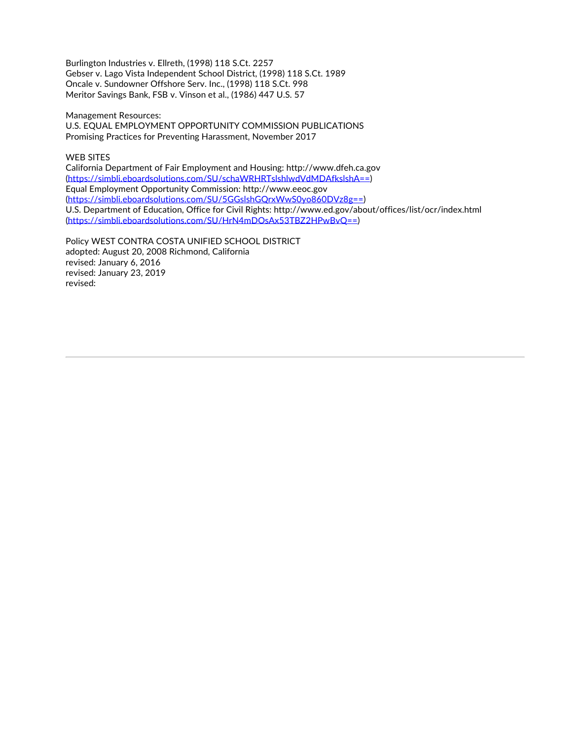Burlington Industries v. Ellreth, (1998) 118 S.Ct. 2257
Gebser v. Lago Vista Independent School District, (1998) 118 S.Ct. 1989
Oncale v. Sundowner Offshore Serv. Inc., (1998) 118 S.Ct. 998
Meritor Savings Bank, FSB v. Vinson et al., (1986) 447 U.S. 57

Management Resources:
U.S. EQUAL EMPLOYMENT OPPORTUNITY COMMISSION PUBLICATIONS
Promising Practices for Preventing Harassment, November 2017

WEB SITES
California Department of Fair Employment and Housing: http://www.dfeh.ca.gov
(https://simbli.eboardsolutions.com/SU/schaWRHRTslshlwdVdMDAfkslshA==)
Equal Employment Opportunity Commission: http://www.eeoc.gov
(https://simbli.eboardsolutions.com/SU/5GGslshGQrxWwS0yo860DVz8g==)
U.S. Department of Education, Office for Civil Rights: http://www.ed.gov/about/offices/list/ocr/index.html
(https://simbli.eboardsolutions.com/SU/HrN4mDOsAx53TBZ2HPwBvQ==)

Policy WEST CONTRA COSTA UNIFIED SCHOOL DISTRICT
adopted: August 20, 2008 Richmond, California
revised: January 6, 2016
revised: January 23, 2019
revised: